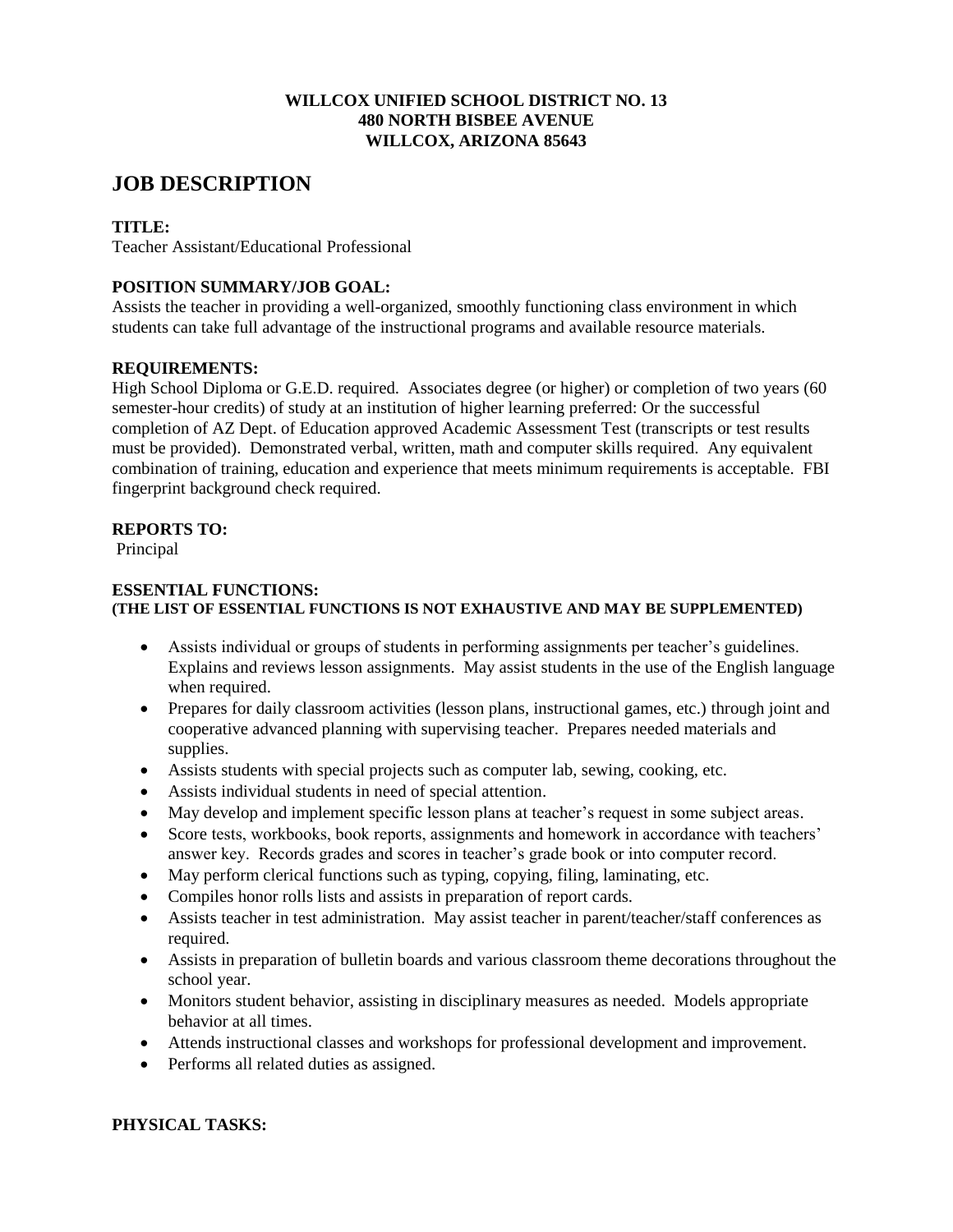**WILLCOX UNIFIED SCHOOL DISTRICT NO. 13**
**480 NORTH BISBEE AVENUE**
**WILLCOX, ARIZONA 85643**

# JOB DESCRIPTION

**TITLE:**
Teacher Assistant/Educational Professional

**POSITION SUMMARY/JOB GOAL:**
Assists the teacher in providing a well-organized, smoothly functioning class environment in which students can take full advantage of the instructional programs and available resource materials.

**REQUIREMENTS:**
High School Diploma or G.E.D. required. Associates degree (or higher) or completion of two years (60 semester-hour credits) of study at an institution of higher learning preferred: Or the successful completion of AZ Dept. of Education approved Academic Assessment Test (transcripts or test results must be provided). Demonstrated verbal, written, math and computer skills required. Any equivalent combination of training, education and experience that meets minimum requirements is acceptable. FBI fingerprint background check required.

**REPORTS TO:**
Principal

**ESSENTIAL FUNCTIONS:**
**(THE LIST OF ESSENTIAL FUNCTIONS IS NOT EXHAUSTIVE AND MAY BE SUPPLEMENTED)**

- Assists individual or groups of students in performing assignments per teacher's guidelines. Explains and reviews lesson assignments. May assist students in the use of the English language when required.
- Prepares for daily classroom activities (lesson plans, instructional games, etc.) through joint and cooperative advanced planning with supervising teacher. Prepares needed materials and supplies.
- Assists students with special projects such as computer lab, sewing, cooking, etc.
- Assists individual students in need of special attention.
- May develop and implement specific lesson plans at teacher's request in some subject areas.
- Score tests, workbooks, book reports, assignments and homework in accordance with teachers' answer key. Records grades and scores in teacher's grade book or into computer record.
- May perform clerical functions such as typing, copying, filing, laminating, etc.
- Compiles honor rolls lists and assists in preparation of report cards.
- Assists teacher in test administration. May assist teacher in parent/teacher/staff conferences as required.
- Assists in preparation of bulletin boards and various classroom theme decorations throughout the school year.
- Monitors student behavior, assisting in disciplinary measures as needed. Models appropriate behavior at all times.
- Attends instructional classes and workshops for professional development and improvement.
- Performs all related duties as assigned.

**PHYSICAL TASKS:**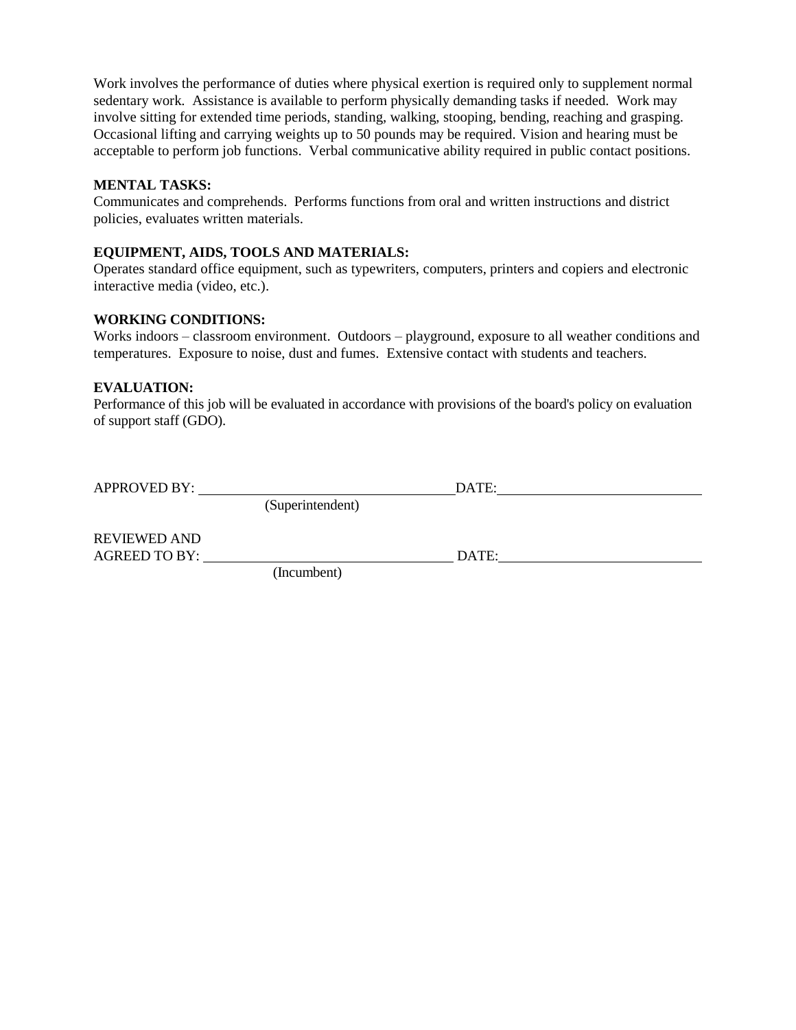Work involves the performance of duties where physical exertion is required only to supplement normal sedentary work. Assistance is available to perform physically demanding tasks if needed. Work may involve sitting for extended time periods, standing, walking, stooping, bending, reaching and grasping. Occasional lifting and carrying weights up to 50 pounds may be required. Vision and hearing must be acceptable to perform job functions. Verbal communicative ability required in public contact positions.

**MENTAL TASKS:**
Communicates and comprehends. Performs functions from oral and written instructions and district policies, evaluates written materials.

**EQUIPMENT, AIDS, TOOLS AND MATERIALS:**
Operates standard office equipment, such as typewriters, computers, printers and copiers and electronic interactive media (video, etc.).

**WORKING CONDITIONS:**
Works indoors – classroom environment. Outdoors – playground, exposure to all weather conditions and temperatures. Exposure to noise, dust and fumes. Extensive contact with students and teachers.

**EVALUATION:**
Performance of this job will be evaluated in accordance with provisions of the board's policy on evaluation of support staff (GDO).

APPROVED BY: ______________________________ DATE: ________________________
(Superintendent)

REVIEWED AND
AGREED TO BY: ______________________________ DATE: ________________________
(Incumbent)